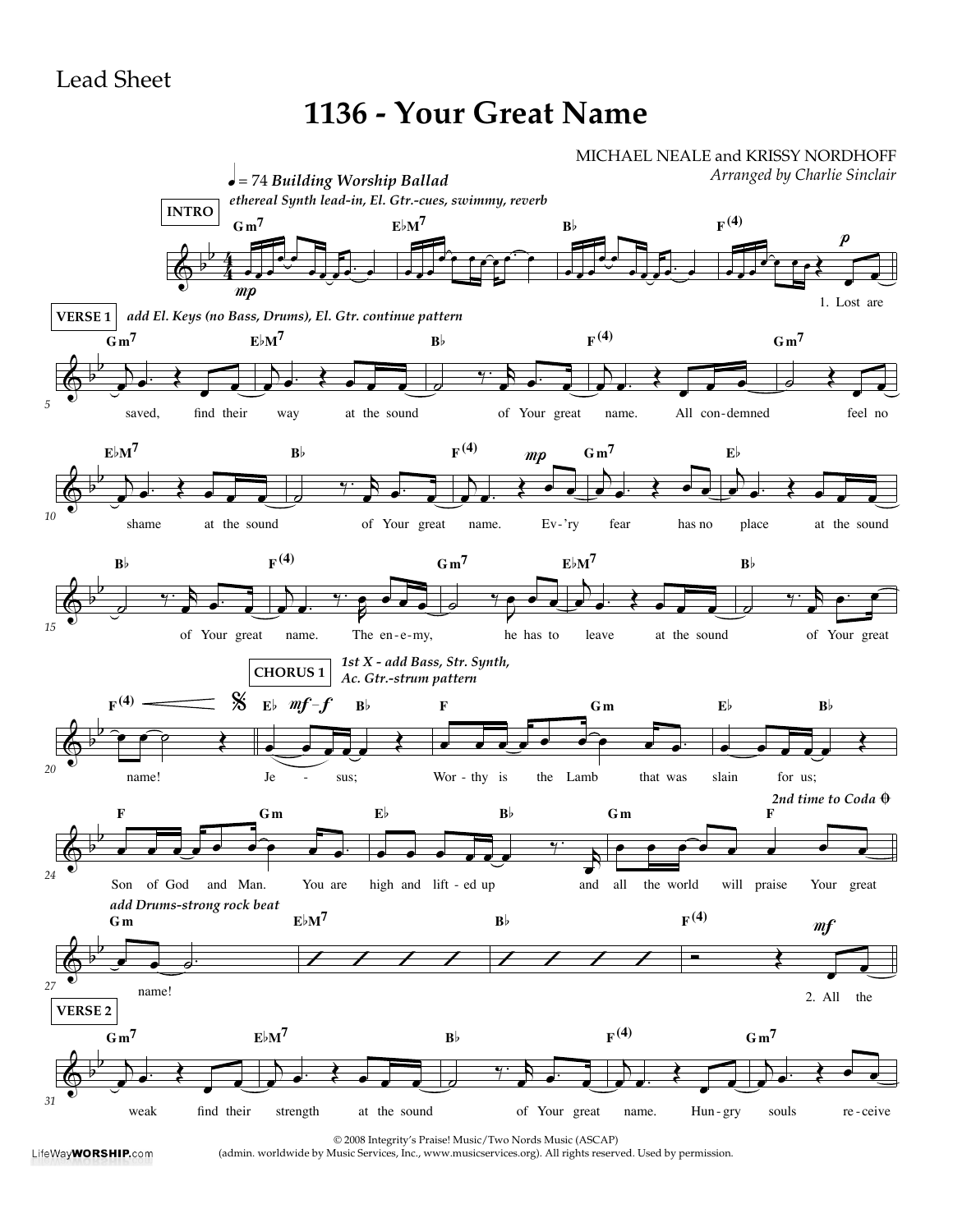Lead Sheet

# 1136 - Your Great Name

MICHAEL NEALE and KRISSY NORDHOFF
*Arranged by Charlie Sinclair*

♩= 74 ***Building Worship Ballad***
*ethereal Synth lead-in, El. Gtr.-cues, swimmy, reverb*

**INTRO**

Gm7 | E♭M7 | B♭ | F(4)

*mp* ... *p*

1. Lost are

**VERSE 1** *add El. Keys (no Bass, Drums), El. Gtr. continue pattern*

Gm7 E♭M7 B♭ F(4) Gm7

saved, find their way at the sound of Your great name. All con-demned feel no

E♭M7 B♭ F(4) *mp* Gm7 E♭

shame at the sound of Your great name. Ev-'ry fear has no place at the sound

B♭ F(4) Gm7 E♭M7 B♭

of Your great name. The en-e-my, he has to leave at the sound of Your great

F(4)

name!

**CHORUS 1** *1st X - add Bass, Str. Synth, Ac. Gtr.-strum pattern*

E♭ *mf–f* B♭ F Gm E♭ B♭

Je - sus; Wor-thy is the Lamb that was slain for us;

F Gm E♭ B♭ Gm F *2nd time to Coda*

Son of God and Man. You are high and lift-ed up and all the world will praise Your great

*add Drums-strong rock beat*

Gm E♭M7 B♭ F(4) *mf*

name! 2. All the

**VERSE 2**

Gm7 E♭M7 B♭ F(4) Gm7

weak find their strength at the sound of Your great name. Hun-gry souls re-ceive

© 2008 Integrity's Praise! Music/Two Nords Music (ASCAP)
(admin. worldwide by Music Services, Inc., www.musicservices.org). All rights reserved. Used by permission.

LifeWayWORSHIP.com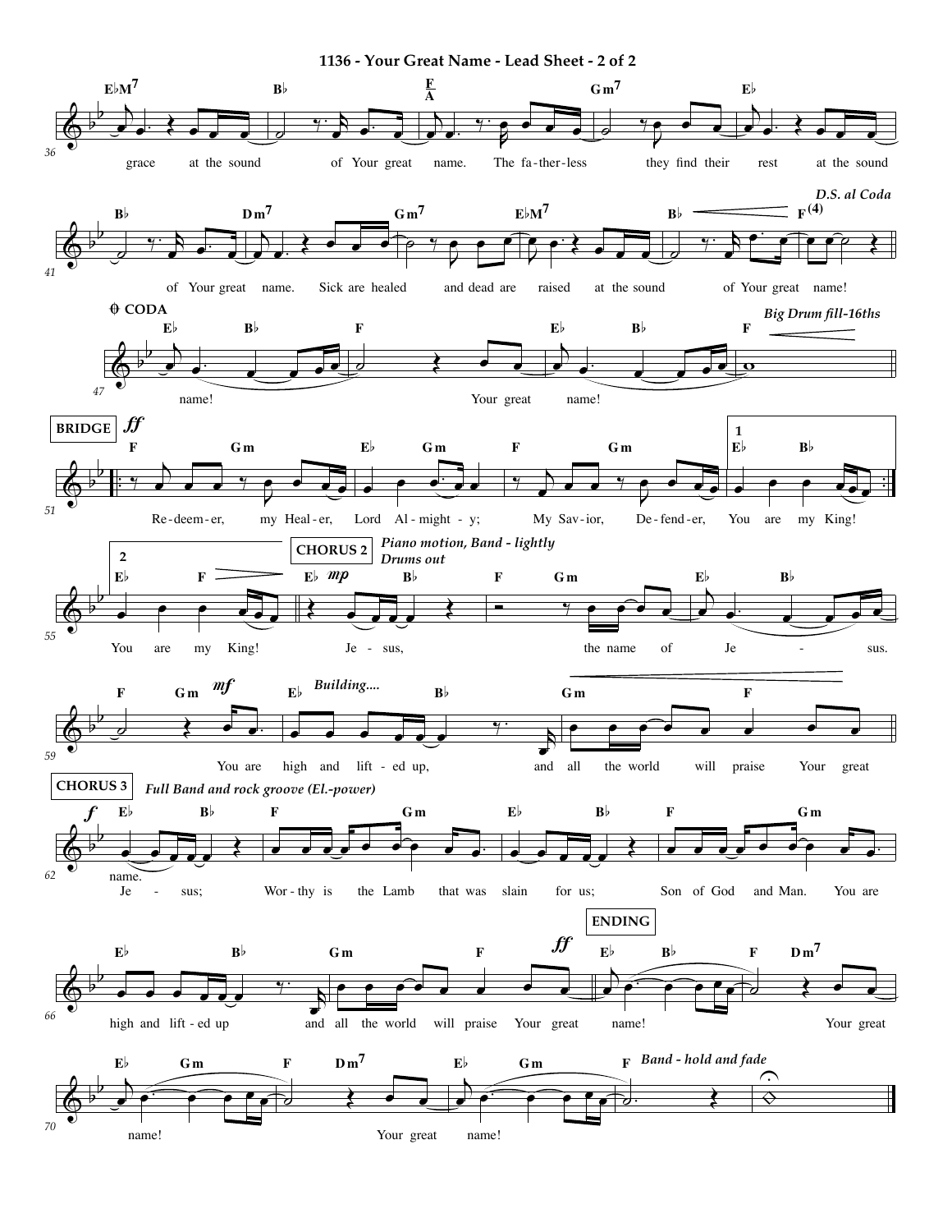Eb M7 | Bb | F/A | Gm7 | Eb

grace at the sound of Your great name. The fa-ther-less they find their rest at the sound

Bb | Dm7 | Gm7 | Eb M7 | Bb | F(4)

*D.S. al Coda*

of Your great name. Sick are healed and dead are raised at the sound of Your great name!

**CODA**

Eb | Bb | F | Eb | Bb | F

*Big Drum fill-16ths*

name! Your great name!

**BRIDGE** *ff*

F | Gm | Eb | Gm | F | Gm | 1. Eb | Bb

Re-deem-er, my Heal-er, Lord Al-might-y; My Sav-ior, De-fend-er, You are my King!

2. Eb | F

You are my King!

**CHORUS 2** *mp*

*Piano motion, Band - lightly*
*Drums out*

Eb | Bb | F | Gm | Eb | Bb

Je-sus, the name of Je-sus.

F | Gm | Eb | Bb | Gm | F

*mf* *Building....*

You are high and lift-ed up, and all the world will praise Your great

**CHORUS 3** *f*

*Full Band and rock groove (El.-power)*

Eb | Bb | F | Gm | Eb | Bb | F | Gm

name.
Je-sus; Wor-thy is the Lamb that was slain for us; Son of God and Man. You are

Eb | Bb | Gm | F

high and lift-ed up and all the world will praise Your great

**ENDING** *ff*

Eb | Bb | F | Dm7

name! Your great

Eb | Gm | F | Dm7 | Eb | Gm | F

*Band - hold and fade*

name! Your great name!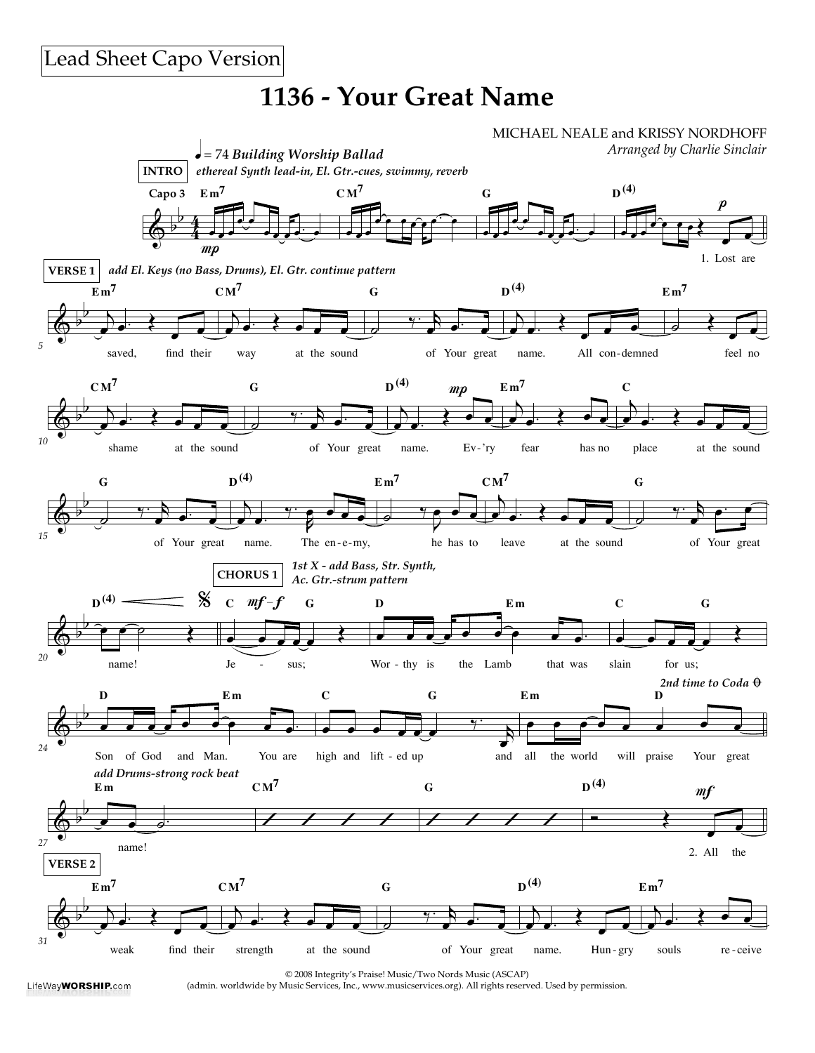Lead Sheet Capo Version

# 1136 - Your Great Name

MICHAEL NEALE and KRISSY NORDHOFF

*Arranged by Charlie Sinclair*

♩ = 74 ***Building Worship Ballad***

**INTRO** *ethereal Synth lead-in, El. Gtr.-cues, swimmy, reverb*

Capo 3 Em7 CM7 G D(4)

*mp* *p*

1. Lost are

**VERSE 1** *add El. Keys (no Bass, Drums), El. Gtr. continue pattern*

Em7 CM7 G D(4) Em7

saved, find their way at the sound of Your great name. All con-demned feel no

CM7 G D(4) Em7 C

shame at the sound of Your great name. Ev-'ry fear has no place at the sound

*mp*

G D(4) Em7 CM7 G

of Your great name. The en-e-my, he has to leave at the sound of Your great

D(4) C G D Em C G

**CHORUS 1** *1st X - add Bass, Str. Synth, Ac. Gtr.-strum pattern*

*mf–f*

name! Je - sus; Wor-thy is the Lamb that was slain for us;

D Em C G Em D

*2nd time to Coda*

Son of God and Man. You are high and lift-ed up and all the world will praise Your great

*add Drums-strong rock beat*

Em CM7 G D(4)

*mf*

name! 2. All the

**VERSE 2**

Em7 CM7 G D(4) Em7

weak find their strength at the sound of Your great name. Hun-gry souls re-ceive

© 2008 Integrity's Praise! Music/Two Nords Music (ASCAP)
(admin. worldwide by Music Services, Inc., www.musicservices.org). All rights reserved. Used by permission.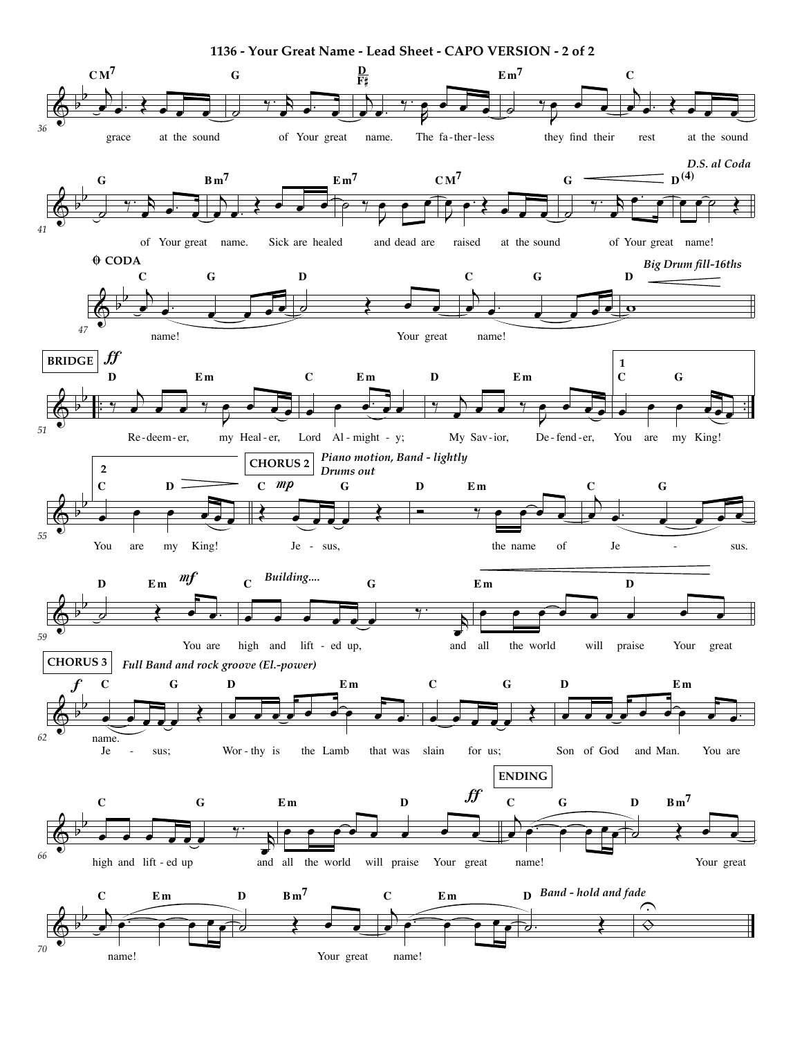# 1136 - Your Great Name - Lead Sheet - CAPO VERSION - 2 of 2

CM7 G D/F♯ Em7 C

grace at the sound of Your great name. The fa-ther-less they find their rest at the sound

G Bm7 Em7 CM7 G D(4)

*D.S. al Coda*

of Your great name. Sick are healed and dead are raised at the sound of Your great name!

**CODA**

C G D C G D

*Big Drum fill-16ths*

name! Your great name!

**BRIDGE** *ff*

D Em C Em D Em 1 C G

Re-deem-er, my Heal-er, Lord Al-might-y; My Sav-ior, De-fend-er, You are my King!

2 C D **CHORUS 2** C *mp* G D Em C G

*Piano motion, Band - lightly*
*Drums out*

You are my King! Je - sus, the name of Je - sus.

D Em *mf* C G Em D

*Building....*

You are high and lift-ed up, and all the world will praise Your great

**CHORUS 3** *Full Band and rock groove (El.-power)*

*f* C G D Em C G D Em

name.
Je - sus; Wor-thy is the Lamb that was slain for us; Son of God and Man. You are

C G Em D **ENDING** *ff* C G D Bm7

high and lift-ed up and all the world will praise Your great name! Your great

C Em D Bm7 C Em D

*Band - hold and fade*

name! Your great name!